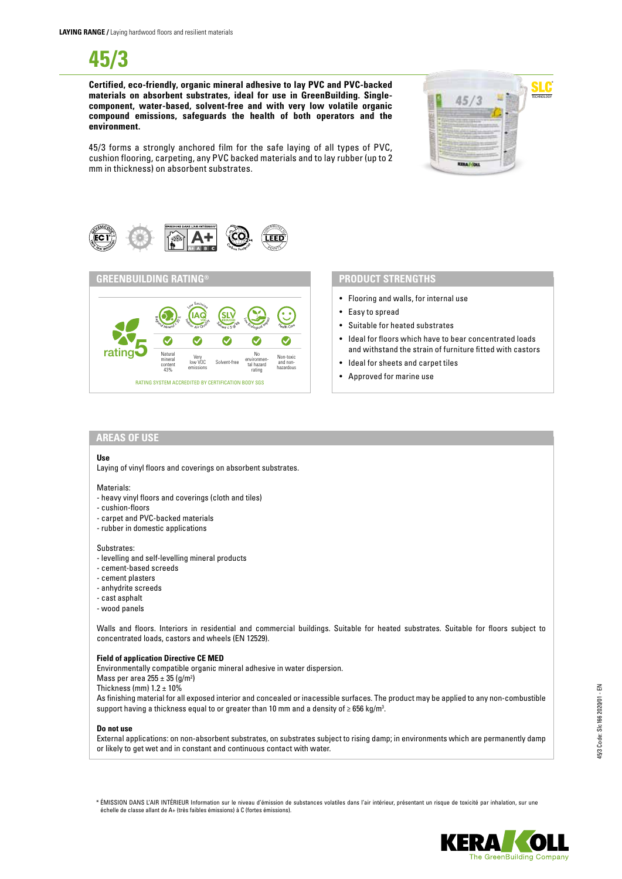**LAYING RANGE /** Laying hardwood floors and resilient materials

# 45/3

**Certified, eco-friendly, organic mineral adhesive to lay PVC and PVC-backed materials on absorbent substrates, ideal for use in GreenBuilding. Single-component, water-based, solvent-free and with very low volatile organic compound emissions, safeguards the health of both operators and the environment.**

45/3 forms a strongly anchored film for the safe laying of all types of PVC, cushion flooring, carpeting, any PVC backed materials and to lay rubber (up to 2 mm in thickness) on absorbent substrates.

## GREENBUILDING RATING®

rating5

| Natural mineral content 43% | Very low VOC emissions | Solvent-free | No environmental hazard rating | Non-toxic and non-hazardous |
|---|---|---|---|---|

RATING SYSTEM ACCREDITED BY CERTIFICATION BODY SGS

## PRODUCT STRENGTHS

- Flooring and walls, for internal use
- Easy to spread
- Suitable for heated substrates
- Ideal for floors which have to bear concentrated loads and withstand the strain of furniture fitted with castors
- Ideal for sheets and carpet tiles
- Approved for marine use

## AREAS OF USE

**Use**

Laying of vinyl floors and coverings on absorbent substrates.

Materials:
- heavy vinyl floors and coverings (cloth and tiles)
- cushion-floors
- carpet and PVC-backed materials
- rubber in domestic applications

Substrates:
- levelling and self-levelling mineral products
- cement-based screeds
- cement plasters
- anhydrite screeds
- cast asphalt
- wood panels

Walls and floors. Interiors in residential and commercial buildings. Suitable for heated substrates. Suitable for floors subject to concentrated loads, castors and wheels (EN 12529).

**Field of application Directive CE MED**

Environmentally compatible organic mineral adhesive in water dispersion.
Mass per area 255 ± 35 (g/m²)
Thickness (mm) 1.2 ± 10%
As finishing material for all exposed interior and concealed or inacessible surfaces. The product may be applied to any non-combustible support having a thickness equal to or greater than 10 mm and a density of ≥ 656 kg/m³.

**Do not use**

External applications: on non-absorbent substrates, on substrates subject to rising damp; in environments which are permanently damp or likely to get wet and in constant and continuous contact with water.

\* ÉMISSION DANS L'AIR INTÉRIEUR Information sur le niveau d'émission de substances volatiles dans l'air intérieur, présentant un risque de toxicité par inhalation, sur une échelle de classe allant de A+ (très faibles émissions) à C (fortes émissions).

45/3 Code: Slc 166 2020/01 - EN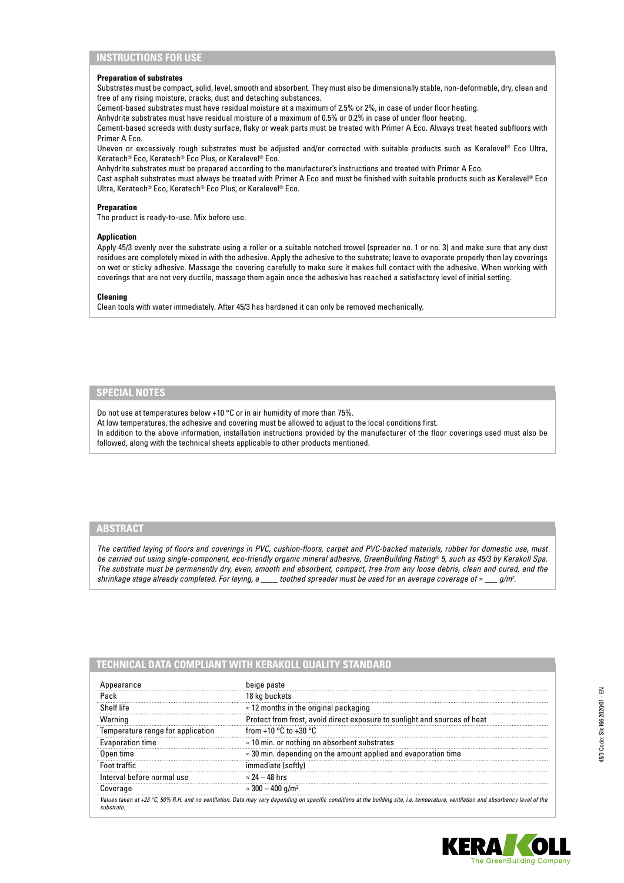## INSTRUCTIONS FOR USE

**Preparation of substrates**

Substrates must be compact, solid, level, smooth and absorbent. They must also be dimensionally stable, non-deformable, dry, clean and free of any rising moisture, cracks, dust and detaching substances.

Cement-based substrates must have residual moisture at a maximum of 2.5% or 2%, in case of under floor heating.

Anhydrite substrates must have residual moisture of a maximum of 0.5% or 0.2% in case of under floor heating.

Cement-based screeds with dusty surface, flaky or weak parts must be treated with Primer A Eco. Always treat heated subfloors with Primer A Eco.

Uneven or excessively rough substrates must be adjusted and/or corrected with suitable products such as Keralevel® Eco Ultra, Keratech® Eco, Keratech® Eco Plus, or Keralevel® Eco.

Anhydrite substrates must be prepared according to the manufacturer's instructions and treated with Primer A Eco.

Cast asphalt substrates must always be treated with Primer A Eco and must be finished with suitable products such as Keralevel® Eco Ultra, Keratech® Eco, Keratech® Eco Plus, or Keralevel® Eco.

**Preparation**

The product is ready-to-use. Mix before use.

**Application**

Apply 45/3 evenly over the substrate using a roller or a suitable notched trowel (spreader no. 1 or no. 3) and make sure that any dust residues are completely mixed in with the adhesive. Apply the adhesive to the substrate; leave to evaporate properly then lay coverings on wet or sticky adhesive. Massage the covering carefully to make sure it makes full contact with the adhesive. When working with coverings that are not very ductile, massage them again once the adhesive has reached a satisfactory level of initial setting.

**Cleaning**

Clean tools with water immediately. After 45/3 has hardened it can only be removed mechanically.

## SPECIAL NOTES

Do not use at temperatures below +10 °C or in air humidity of more than 75%.

At low temperatures, the adhesive and covering must be allowed to adjust to the local conditions first.

In addition to the above information, installation instructions provided by the manufacturer of the floor coverings used must also be followed, along with the technical sheets applicable to other products mentioned.

## ABSTRACT

*The certified laying of floors and coverings in PVC, cushion-floors, carpet and PVC-backed materials, rubber for domestic use, must be carried out using single-component, eco-friendly organic mineral adhesive, GreenBuilding Rating® 5, such as 45/3 by Kerakoll Spa. The substrate must be permanently dry, even, smooth and absorbent, compact, free from any loose debris, clean and cured, and the shrinkage stage already completed. For laying, a ____ toothed spreader must be used for an average coverage of ≈ ___ g/m².*

## TECHNICAL DATA COMPLIANT WITH KERAKOLL QUALITY STANDARD

| | |
|---|---|
| Appearance | beige paste |
| Pack | 18 kg buckets |
| Shelf life | ≈ 12 months in the original packaging |
| Warning | Protect from frost, avoid direct exposure to sunlight and sources of heat |
| Temperature range for application | from +10 °C to +30 °C |
| Evaporation time | ≈ 10 min. or nothing on absorbent substrates |
| Open time | ≈ 30 min. depending on the amount applied and evaporation time |
| Foot traffic | immediate (softly) |
| Interval before normal use | ≈ 24 – 48 hrs |
| Coverage | ≈ 300 – 400 g/m² |

*Values taken at +23 °C, 50% R.H. and no ventilation. Data may vary depending on specific conditions at the building site, i.e. temperature, ventilation and absorbency level of the substrate.*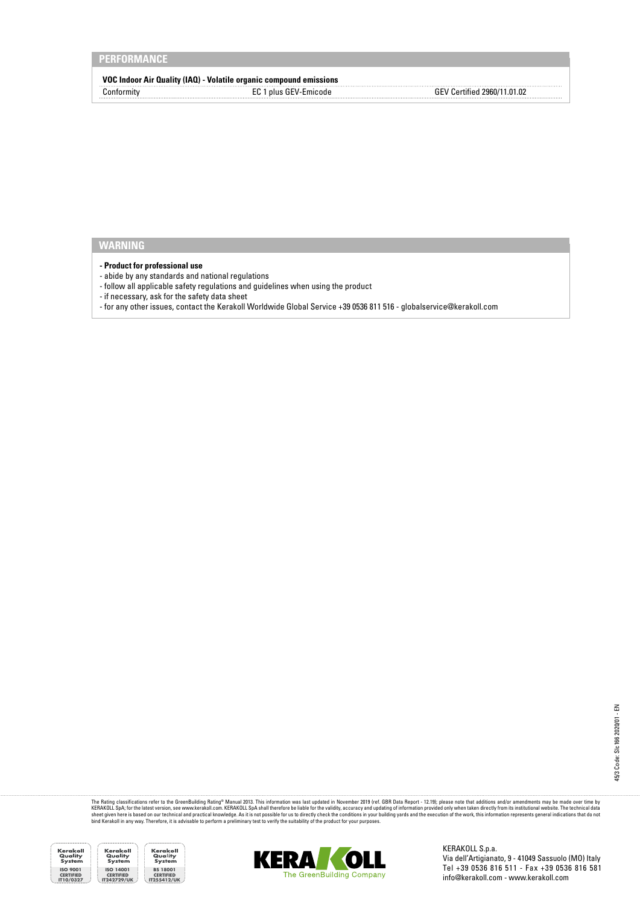## PERFORMANCE

| | | |
|---|---|---|
| **VOC Indoor Air Quality (IAQ) - Volatile organic compound emissions** | | |
| Conformity | EC 1 plus GEV-Emicode | GEV Certified 2960/11.01.02 |

## WARNING

- **Product for professional use**
- abide by any standards and national regulations
- follow all applicable safety regulations and guidelines when using the product
- if necessary, ask for the safety data sheet
- for any other issues, contact the Kerakoll Worldwide Global Service +39 0536 811 516 - globalservice@kerakoll.com

45/3 Code: Slc 166 2020/01 - EN

The Rating classifications refer to the GreenBuilding Rating® Manual 2013. This information was last updated in November 2019 (ref. GBR Data Report - 12.19); please note that additions and/or amendments may be made over time by KERAKOLL SpA; for the latest version, see www.kerakoll.com. KERAKOLL SpA shall therefore be liable for the validity, accuracy and updating of information provided only when taken directly from its institutional website. The technical data sheet given here is based on our technical and practical knowledge. As it is not possible for us to directly check the conditions in your building yards and the execution of the work, this information represents general indications that do not bind Kerakoll in any way. Therefore, it is advisable to perform a preliminary test to verify the suitability of the product for your purposes.

Kerakoll Quality System ISO 9001 CERTIFIED IT10/0327

Kerakoll Quality System ISO 14001 CERTIFIED IT242729/UK

Kerakoll Quality System BS 18001 CERTIFIED IT255412/UK

KERAKOLL The GreenBuilding Company

KERAKOLL S.p.a.
Via dell'Artigianato, 9 - 41049 Sassuolo (MO) Italy
Tel +39 0536 816 511 - Fax +39 0536 816 581
info@kerakoll.com - www.kerakoll.com